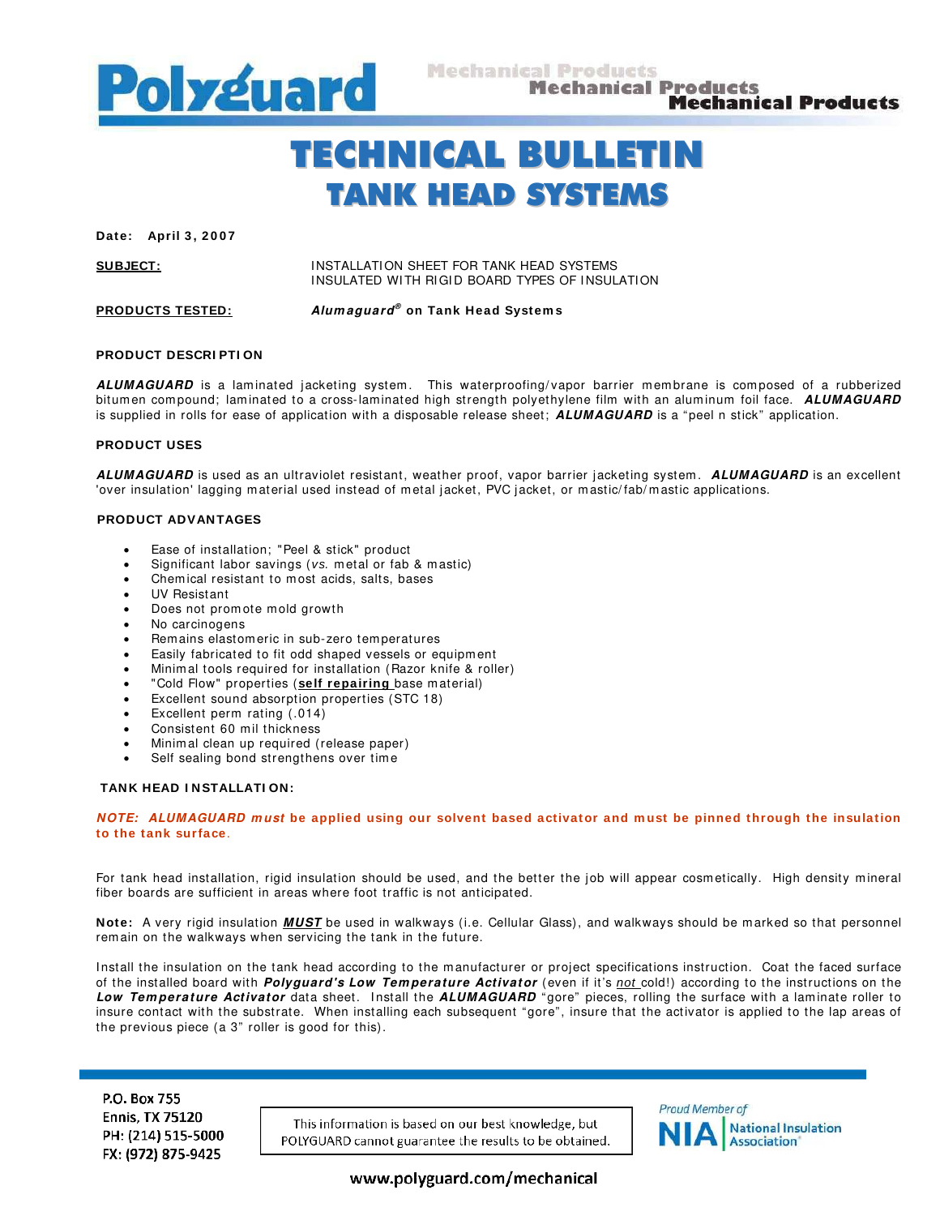Polyguard Mechanical Products

# TECHNICAL BULLETIN
## TANK HEAD SYSTEMS

**Date: April 3, 2007**

**SUBJECT:** INSTALLATION SHEET FOR TANK HEAD SYSTEMS INSULATED WITH RIGID BOARD TYPES OF INSULATION

**PRODUCTS TESTED:** ***Alumaguard®* on Tank Head Systems**

### PRODUCT DESCRIPTION

***ALUMAGUARD*** is a laminated jacketing system. This waterproofing/vapor barrier membrane is composed of a rubberized bitumen compound; laminated to a cross-laminated high strength polyethylene film with an aluminum foil face. ***ALUMAGUARD*** is supplied in rolls for ease of application with a disposable release sheet; ***ALUMAGUARD*** is a "peel n stick" application.

### PRODUCT USES

***ALUMAGUARD*** is used as an ultraviolet resistant, weather proof, vapor barrier jacketing system. ***ALUMAGUARD*** is an excellent 'over insulation' lagging material used instead of metal jacket, PVC jacket, or mastic/fab/mastic applications.

### PRODUCT ADVANTAGES

- Ease of installation; "Peel & stick" product
- Significant labor savings (*vs.* metal or fab & mastic)
- Chemical resistant to most acids, salts, bases
- UV Resistant
- Does not promote mold growth
- No carcinogens
- Remains elastomeric in sub-zero temperatures
- Easily fabricated to fit odd shaped vessels or equipment
- Minimal tools required for installation (Razor knife & roller)
- "Cold Flow" properties (**self repairing** base material)
- Excellent sound absorption properties (STC 18)
- Excellent perm rating (.014)
- Consistent 60 mil thickness
- Minimal clean up required (release paper)
- Self sealing bond strengthens over time

### TANK HEAD INSTALLATION:

***NOTE: ALUMAGUARD must* be applied using our solvent based activator and must be pinned through the insulation to the tank surface.**

For tank head installation, rigid insulation should be used, and the better the job will appear cosmetically. High density mineral fiber boards are sufficient in areas where foot traffic is not anticipated.

**Note:** A very rigid insulation ***MUST*** be used in walkways (i.e. Cellular Glass), and walkways should be marked so that personnel remain on the walkways when servicing the tank in the future.

Install the insulation on the tank head according to the manufacturer or project specifications instruction. Coat the faced surface of the installed board with ***Polyguard's Low Temperature Activator*** (even if it's *not* cold!) according to the instructions on the ***Low Temperature Activator*** data sheet. Install the ***ALUMAGUARD*** "gore" pieces, rolling the surface with a laminate roller to insure contact with the substrate. When installing each subsequent "gore", insure that the activator is applied to the lap areas of the previous piece (a 3" roller is good for this).

P.O. Box 755
Ennis, TX 75120
PH: (214) 515-5000
FX: (972) 875-9425

This information is based on our best knowledge, but POLYGUARD cannot guarantee the results to be obtained.

Proud Member of NIA National Insulation Association

www.polyguard.com/mechanical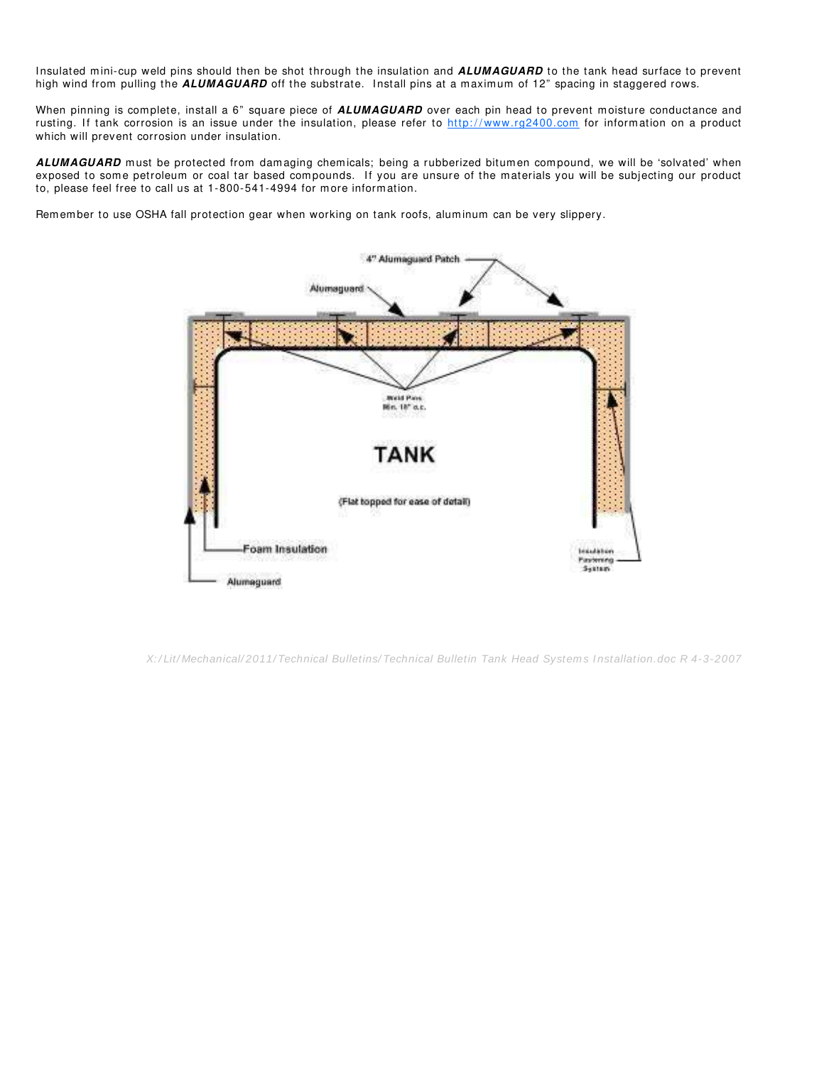Insulated mini-cup weld pins should then be shot through the insulation and ***ALUMAGUARD*** to the tank head surface to prevent high wind from pulling the ***ALUMAGUARD*** off the substrate. Install pins at a maximum of 12" spacing in staggered rows.

When pinning is complete, install a 6" square piece of ***ALUMAGUARD*** over each pin head to prevent moisture conductance and rusting. If tank corrosion is an issue under the insulation, please refer to http://www.rg2400.com for information on a product which will prevent corrosion under insulation.

***ALUMAGUARD*** must be protected from damaging chemicals; being a rubberized bitumen compound, we will be 'solvated' when exposed to some petroleum or coal tar based compounds. If you are unsure of the materials you will be subjecting our product to, please feel free to call us at 1-800-541-4994 for more information.

Remember to use OSHA fall protection gear when working on tank roofs, aluminum can be very slippery.

4" Alumaguard Patch

Alumaguard

Weld Pins
Min. 18" o.c.

TANK

(Flat topped for ease of detail)

Foam Insulation

Alumaguard

Insulation
Fastening
System

*X:/Lit/Mechanical/2011/Technical Bulletins/Technical Bulletin Tank Head Systems Installation.doc R 4-3-2007*